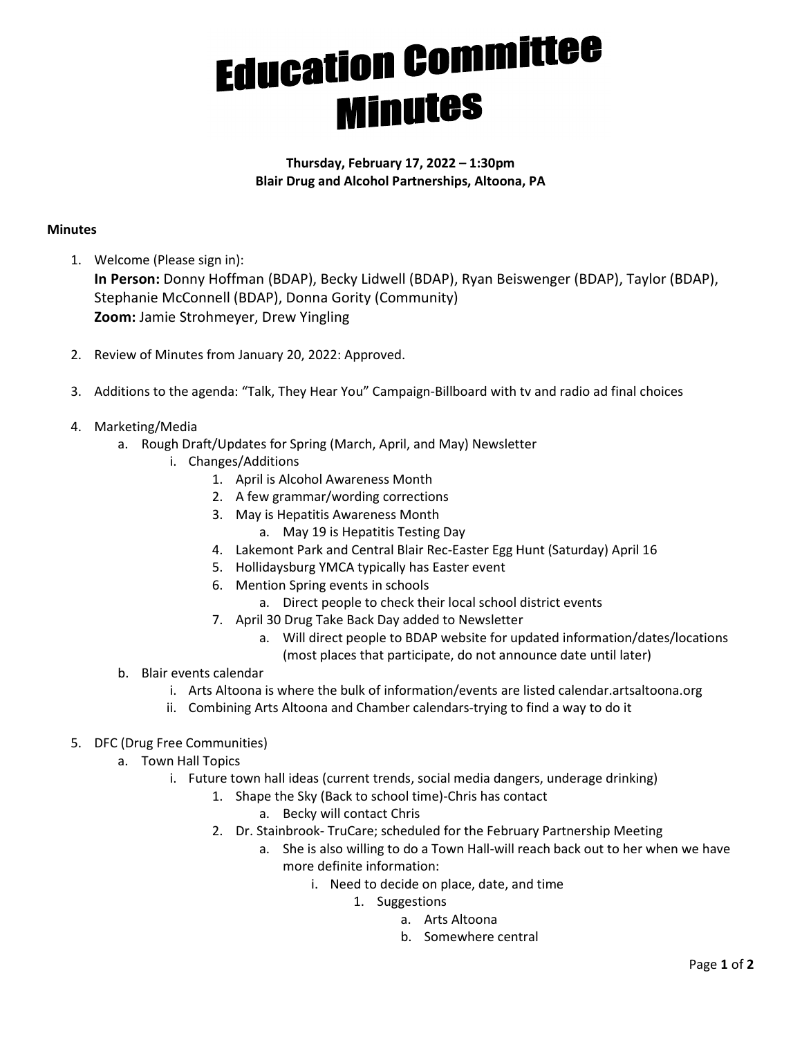# Education Committee Minutes

**Thursday, February 17, 2022 – 1:30pm**
**Blair Drug and Alcohol Partnerships, Altoona, PA**

**Minutes**

1. Welcome (Please sign in):
   **In Person:** Donny Hoffman (BDAP), Becky Lidwell (BDAP), Ryan Beiswenger (BDAP), Taylor (BDAP), Stephanie McConnell (BDAP), Donna Gority (Community)
   **Zoom:** Jamie Strohmeyer, Drew Yingling

2. Review of Minutes from January 20, 2022: Approved.

3. Additions to the agenda: "Talk, They Hear You" Campaign-Billboard with tv and radio ad final choices

4. Marketing/Media
   a. Rough Draft/Updates for Spring (March, April, and May) Newsletter
      i. Changes/Additions
         1. April is Alcohol Awareness Month
         2. A few grammar/wording corrections
         3. May is Hepatitis Awareness Month
            a. May 19 is Hepatitis Testing Day
         4. Lakemont Park and Central Blair Rec-Easter Egg Hunt (Saturday) April 16
         5. Hollidaysburg YMCA typically has Easter event
         6. Mention Spring events in schools
            a. Direct people to check their local school district events
         7. April 30 Drug Take Back Day added to Newsletter
            a. Will direct people to BDAP website for updated information/dates/locations (most places that participate, do not announce date until later)
   b. Blair events calendar
      i. Arts Altoona is where the bulk of information/events are listed calendar.artsaltoona.org
      ii. Combining Arts Altoona and Chamber calendars-trying to find a way to do it

5. DFC (Drug Free Communities)
   a. Town Hall Topics
      i. Future town hall ideas (current trends, social media dangers, underage drinking)
         1. Shape the Sky (Back to school time)-Chris has contact
            a. Becky will contact Chris
         2. Dr. Stainbrook- TruCare; scheduled for the February Partnership Meeting
            a. She is also willing to do a Town Hall-will reach back out to her when we have more definite information:
               i. Need to decide on place, date, and time
                  1. Suggestions
                     a. Arts Altoona
                     b. Somewhere central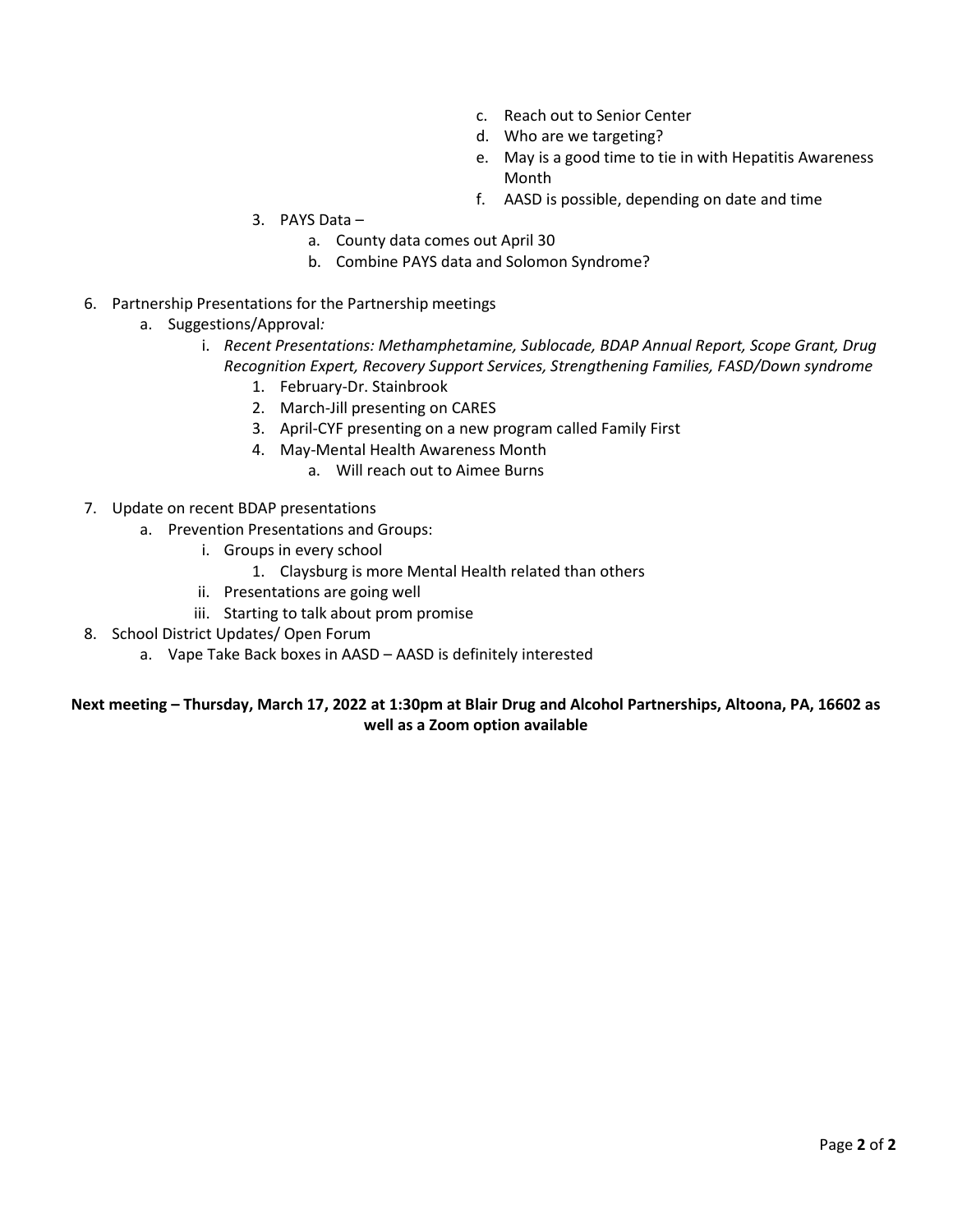c. Reach out to Senior Center
        d. Who are we targeting?
        e. May is a good time to tie in with Hepatitis Awareness Month
        f. AASD is possible, depending on date and time
    3. PAYS Data –
        a. County data comes out April 30
        b. Combine PAYS data and Solomon Syndrome?

6. Partnership Presentations for the Partnership meetings
    a. Suggestions/Approval*:*
        i. *Recent Presentations: Methamphetamine, Sublocade, BDAP Annual Report, Scope Grant, Drug Recognition Expert, Recovery Support Services, Strengthening Families, FASD/Down syndrome*
            1. February-Dr. Stainbrook
            2. March-Jill presenting on CARES
            3. April-CYF presenting on a new program called Family First
            4. May-Mental Health Awareness Month
                a. Will reach out to Aimee Burns
7. Update on recent BDAP presentations
    a. Prevention Presentations and Groups:
        i. Groups in every school
            1. Claysburg is more Mental Health related than others
        ii. Presentations are going well
        iii. Starting to talk about prom promise
8. School District Updates/ Open Forum
    a. Vape Take Back boxes in AASD – AASD is definitely interested

**Next meeting – Thursday, March 17, 2022 at 1:30pm at Blair Drug and Alcohol Partnerships, Altoona, PA, 16602 as well as a Zoom option available**